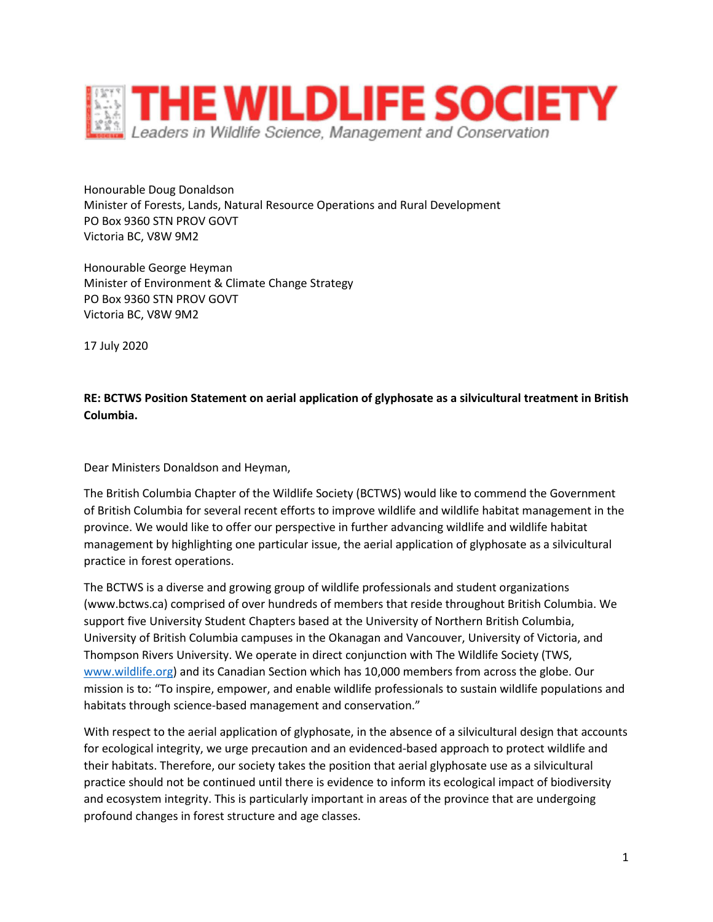# THE WILDLIFE SOCIETY

*Leaders in Wildlife Science, Management and Conservation*

Honourable Doug Donaldson
Minister of Forests, Lands, Natural Resource Operations and Rural Development
PO Box 9360 STN PROV GOVT
Victoria BC, V8W 9M2

Honourable George Heyman
Minister of Environment & Climate Change Strategy
PO Box 9360 STN PROV GOVT
Victoria BC, V8W 9M2

17 July 2020

**RE: BCTWS Position Statement on aerial application of glyphosate as a silvicultural treatment in British Columbia.**

Dear Ministers Donaldson and Heyman,

The British Columbia Chapter of the Wildlife Society (BCTWS) would like to commend the Government of British Columbia for several recent efforts to improve wildlife and wildlife habitat management in the province. We would like to offer our perspective in further advancing wildlife and wildlife habitat management by highlighting one particular issue, the aerial application of glyphosate as a silvicultural practice in forest operations.

The BCTWS is a diverse and growing group of wildlife professionals and student organizations (www.bctws.ca) comprised of over hundreds of members that reside throughout British Columbia. We support five University Student Chapters based at the University of Northern British Columbia, University of British Columbia campuses in the Okanagan and Vancouver, University of Victoria, and Thompson Rivers University. We operate in direct conjunction with The Wildlife Society (TWS, www.wildlife.org) and its Canadian Section which has 10,000 members from across the globe. Our mission is to: "To inspire, empower, and enable wildlife professionals to sustain wildlife populations and habitats through science-based management and conservation."

With respect to the aerial application of glyphosate, in the absence of a silvicultural design that accounts for ecological integrity, we urge precaution and an evidenced-based approach to protect wildlife and their habitats. Therefore, our society takes the position that aerial glyphosate use as a silvicultural practice should not be continued until there is evidence to inform its ecological impact of biodiversity and ecosystem integrity. This is particularly important in areas of the province that are undergoing profound changes in forest structure and age classes.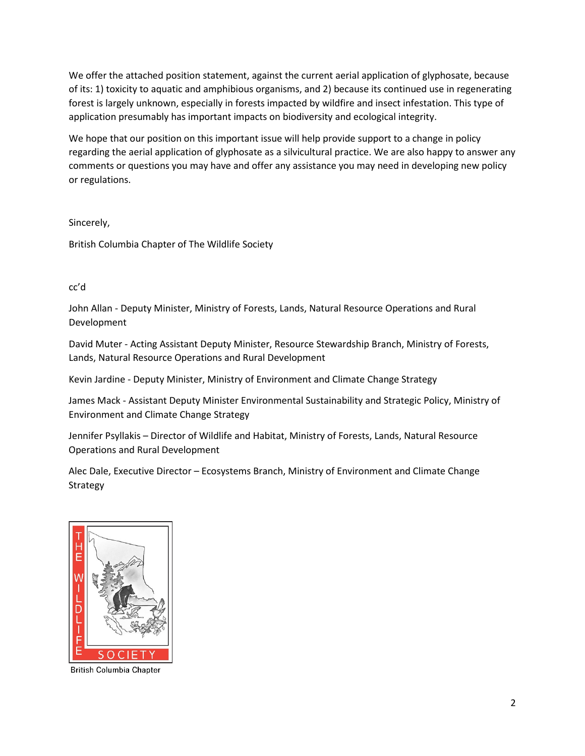We offer the attached position statement, against the current aerial application of glyphosate, because of its: 1) toxicity to aquatic and amphibious organisms, and 2) because its continued use in regenerating forest is largely unknown, especially in forests impacted by wildfire and insect infestation. This type of application presumably has important impacts on biodiversity and ecological integrity.

We hope that our position on this important issue will help provide support to a change in policy regarding the aerial application of glyphosate as a silvicultural practice. We are also happy to answer any comments or questions you may have and offer any assistance you may need in developing new policy or regulations.

Sincerely,

British Columbia Chapter of The Wildlife Society

cc'd

John Allan - Deputy Minister, Ministry of Forests, Lands, Natural Resource Operations and Rural Development

David Muter - Acting Assistant Deputy Minister, Resource Stewardship Branch, Ministry of Forests, Lands, Natural Resource Operations and Rural Development

Kevin Jardine - Deputy Minister, Ministry of Environment and Climate Change Strategy

James Mack - Assistant Deputy Minister Environmental Sustainability and Strategic Policy, Ministry of Environment and Climate Change Strategy

Jennifer Psyllakis – Director of Wildlife and Habitat, Ministry of Forests, Lands, Natural Resource Operations and Rural Development

Alec Dale, Executive Director – Ecosystems Branch, Ministry of Environment and Climate Change Strategy

THE WILDLIFE SOCIETY

British Columbia Chapter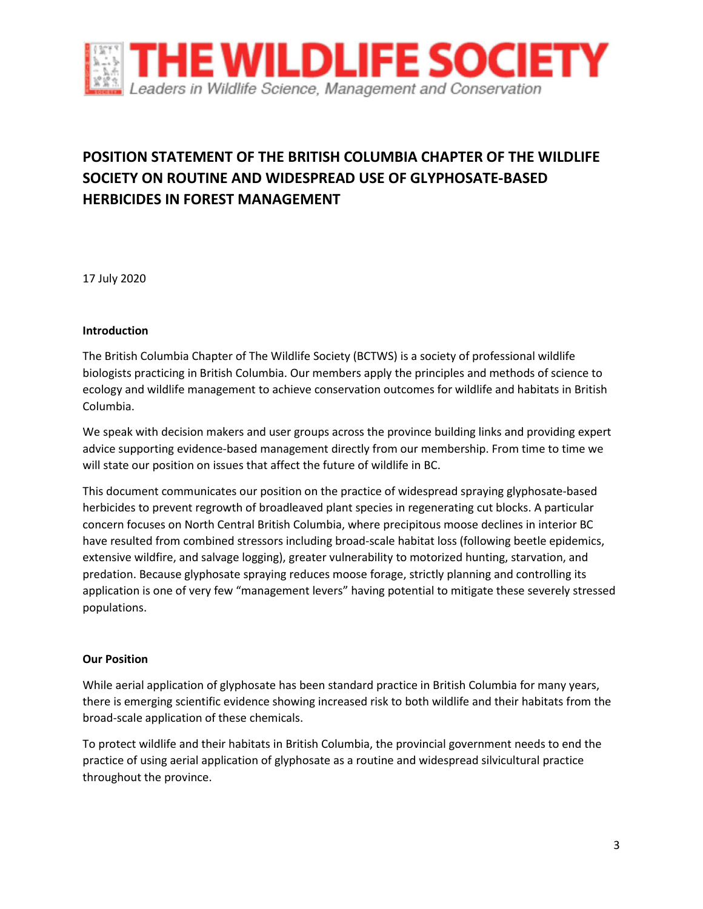**THE WILDLIFE SOCIETY**

*Leaders in Wildlife Science, Management and Conservation*

# POSITION STATEMENT OF THE BRITISH COLUMBIA CHAPTER OF THE WILDLIFE SOCIETY ON ROUTINE AND WIDESPREAD USE OF GLYPHOSATE-BASED HERBICIDES IN FOREST MANAGEMENT

17 July 2020

## Introduction

The British Columbia Chapter of The Wildlife Society (BCTWS) is a society of professional wildlife biologists practicing in British Columbia. Our members apply the principles and methods of science to ecology and wildlife management to achieve conservation outcomes for wildlife and habitats in British Columbia.

We speak with decision makers and user groups across the province building links and providing expert advice supporting evidence-based management directly from our membership. From time to time we will state our position on issues that affect the future of wildlife in BC.

This document communicates our position on the practice of widespread spraying glyphosate-based herbicides to prevent regrowth of broadleaved plant species in regenerating cut blocks. A particular concern focuses on North Central British Columbia, where precipitous moose declines in interior BC have resulted from combined stressors including broad-scale habitat loss (following beetle epidemics, extensive wildfire, and salvage logging), greater vulnerability to motorized hunting, starvation, and predation. Because glyphosate spraying reduces moose forage, strictly planning and controlling its application is one of very few "management levers" having potential to mitigate these severely stressed populations.

## Our Position

While aerial application of glyphosate has been standard practice in British Columbia for many years, there is emerging scientific evidence showing increased risk to both wildlife and their habitats from the broad-scale application of these chemicals.

To protect wildlife and their habitats in British Columbia, the provincial government needs to end the practice of using aerial application of glyphosate as a routine and widespread silvicultural practice throughout the province.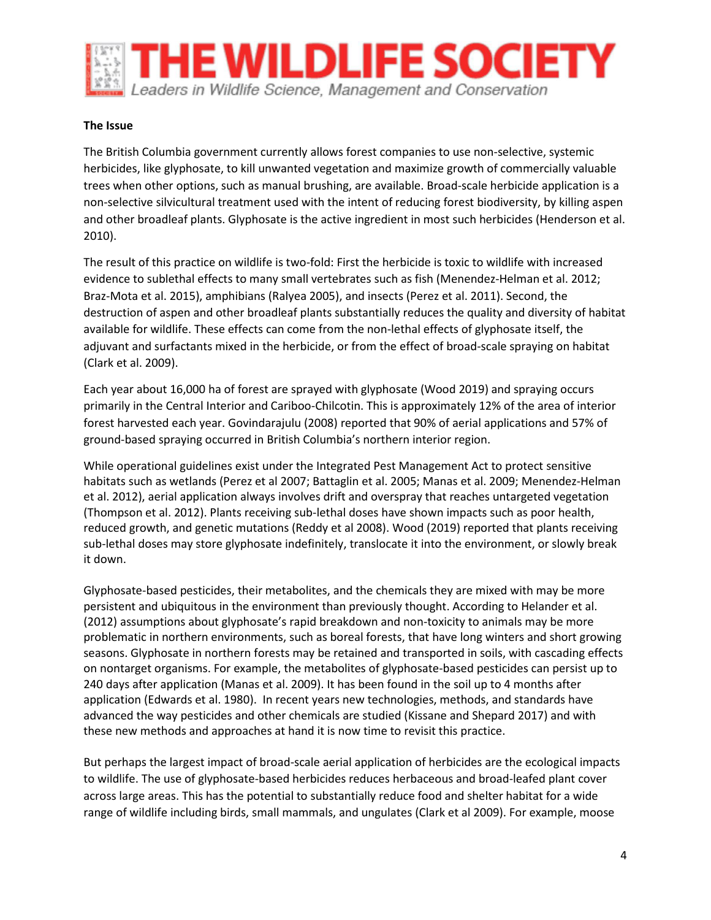**The Issue**

The British Columbia government currently allows forest companies to use non-selective, systemic herbicides, like glyphosate, to kill unwanted vegetation and maximize growth of commercially valuable trees when other options, such as manual brushing, are available. Broad-scale herbicide application is a non-selective silvicultural treatment used with the intent of reducing forest biodiversity, by killing aspen and other broadleaf plants. Glyphosate is the active ingredient in most such herbicides (Henderson et al. 2010).

The result of this practice on wildlife is two-fold: First the herbicide is toxic to wildlife with increased evidence to sublethal effects to many small vertebrates such as fish (Menendez-Helman et al. 2012; Braz-Mota et al. 2015), amphibians (Ralyea 2005), and insects (Perez et al. 2011). Second, the destruction of aspen and other broadleaf plants substantially reduces the quality and diversity of habitat available for wildlife. These effects can come from the non-lethal effects of glyphosate itself, the adjuvant and surfactants mixed in the herbicide, or from the effect of broad-scale spraying on habitat (Clark et al. 2009).

Each year about 16,000 ha of forest are sprayed with glyphosate (Wood 2019) and spraying occurs primarily in the Central Interior and Cariboo-Chilcotin. This is approximately 12% of the area of interior forest harvested each year. Govindarajulu (2008) reported that 90% of aerial applications and 57% of ground-based spraying occurred in British Columbia's northern interior region.

While operational guidelines exist under the Integrated Pest Management Act to protect sensitive habitats such as wetlands (Perez et al 2007; Battaglin et al. 2005; Manas et al. 2009; Menendez-Helman et al. 2012), aerial application always involves drift and overspray that reaches untargeted vegetation (Thompson et al. 2012). Plants receiving sub-lethal doses have shown impacts such as poor health, reduced growth, and genetic mutations (Reddy et al 2008). Wood (2019) reported that plants receiving sub-lethal doses may store glyphosate indefinitely, translocate it into the environment, or slowly break it down.

Glyphosate-based pesticides, their metabolites, and the chemicals they are mixed with may be more persistent and ubiquitous in the environment than previously thought. According to Helander et al. (2012) assumptions about glyphosate's rapid breakdown and non-toxicity to animals may be more problematic in northern environments, such as boreal forests, that have long winters and short growing seasons. Glyphosate in northern forests may be retained and transported in soils, with cascading effects on nontarget organisms. For example, the metabolites of glyphosate-based pesticides can persist up to 240 days after application (Manas et al. 2009). It has been found in the soil up to 4 months after application (Edwards et al. 1980). In recent years new technologies, methods, and standards have advanced the way pesticides and other chemicals are studied (Kissane and Shepard 2017) and with these new methods and approaches at hand it is now time to revisit this practice.

But perhaps the largest impact of broad-scale aerial application of herbicides are the ecological impacts to wildlife. The use of glyphosate-based herbicides reduces herbaceous and broad-leafed plant cover across large areas. This has the potential to substantially reduce food and shelter habitat for a wide range of wildlife including birds, small mammals, and ungulates (Clark et al 2009). For example, moose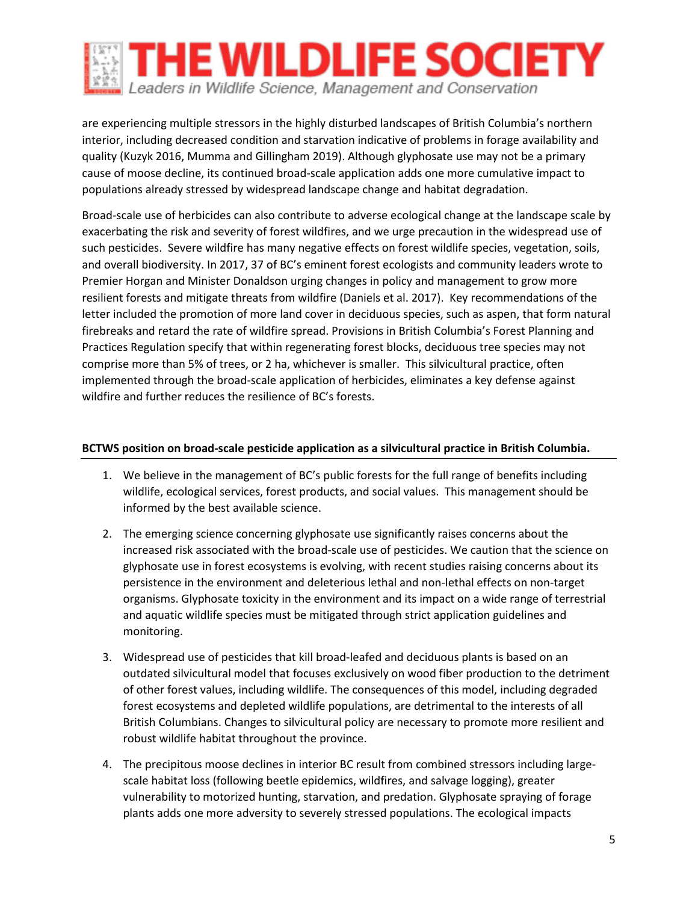are experiencing multiple stressors in the highly disturbed landscapes of British Columbia's northern interior, including decreased condition and starvation indicative of problems in forage availability and quality (Kuzyk 2016, Mumma and Gillingham 2019). Although glyphosate use may not be a primary cause of moose decline, its continued broad-scale application adds one more cumulative impact to populations already stressed by widespread landscape change and habitat degradation.

Broad-scale use of herbicides can also contribute to adverse ecological change at the landscape scale by exacerbating the risk and severity of forest wildfires, and we urge precaution in the widespread use of such pesticides. Severe wildfire has many negative effects on forest wildlife species, vegetation, soils, and overall biodiversity. In 2017, 37 of BC's eminent forest ecologists and community leaders wrote to Premier Horgan and Minister Donaldson urging changes in policy and management to grow more resilient forests and mitigate threats from wildfire (Daniels et al. 2017). Key recommendations of the letter included the promotion of more land cover in deciduous species, such as aspen, that form natural firebreaks and retard the rate of wildfire spread. Provisions in British Columbia's Forest Planning and Practices Regulation specify that within regenerating forest blocks, deciduous tree species may not comprise more than 5% of trees, or 2 ha, whichever is smaller. This silvicultural practice, often implemented through the broad-scale application of herbicides, eliminates a key defense against wildfire and further reduces the resilience of BC's forests.

**BCTWS position on broad-scale pesticide application as a silvicultural practice in British Columbia.**

1. We believe in the management of BC's public forests for the full range of benefits including wildlife, ecological services, forest products, and social values. This management should be informed by the best available science.

2. The emerging science concerning glyphosate use significantly raises concerns about the increased risk associated with the broad-scale use of pesticides. We caution that the science on glyphosate use in forest ecosystems is evolving, with recent studies raising concerns about its persistence in the environment and deleterious lethal and non-lethal effects on non-target organisms. Glyphosate toxicity in the environment and its impact on a wide range of terrestrial and aquatic wildlife species must be mitigated through strict application guidelines and monitoring.

3. Widespread use of pesticides that kill broad-leafed and deciduous plants is based on an outdated silvicultural model that focuses exclusively on wood fiber production to the detriment of other forest values, including wildlife. The consequences of this model, including degraded forest ecosystems and depleted wildlife populations, are detrimental to the interests of all British Columbians. Changes to silvicultural policy are necessary to promote more resilient and robust wildlife habitat throughout the province.

4. The precipitous moose declines in interior BC result from combined stressors including large-scale habitat loss (following beetle epidemics, wildfires, and salvage logging), greater vulnerability to motorized hunting, starvation, and predation. Glyphosate spraying of forage plants adds one more adversity to severely stressed populations. The ecological impacts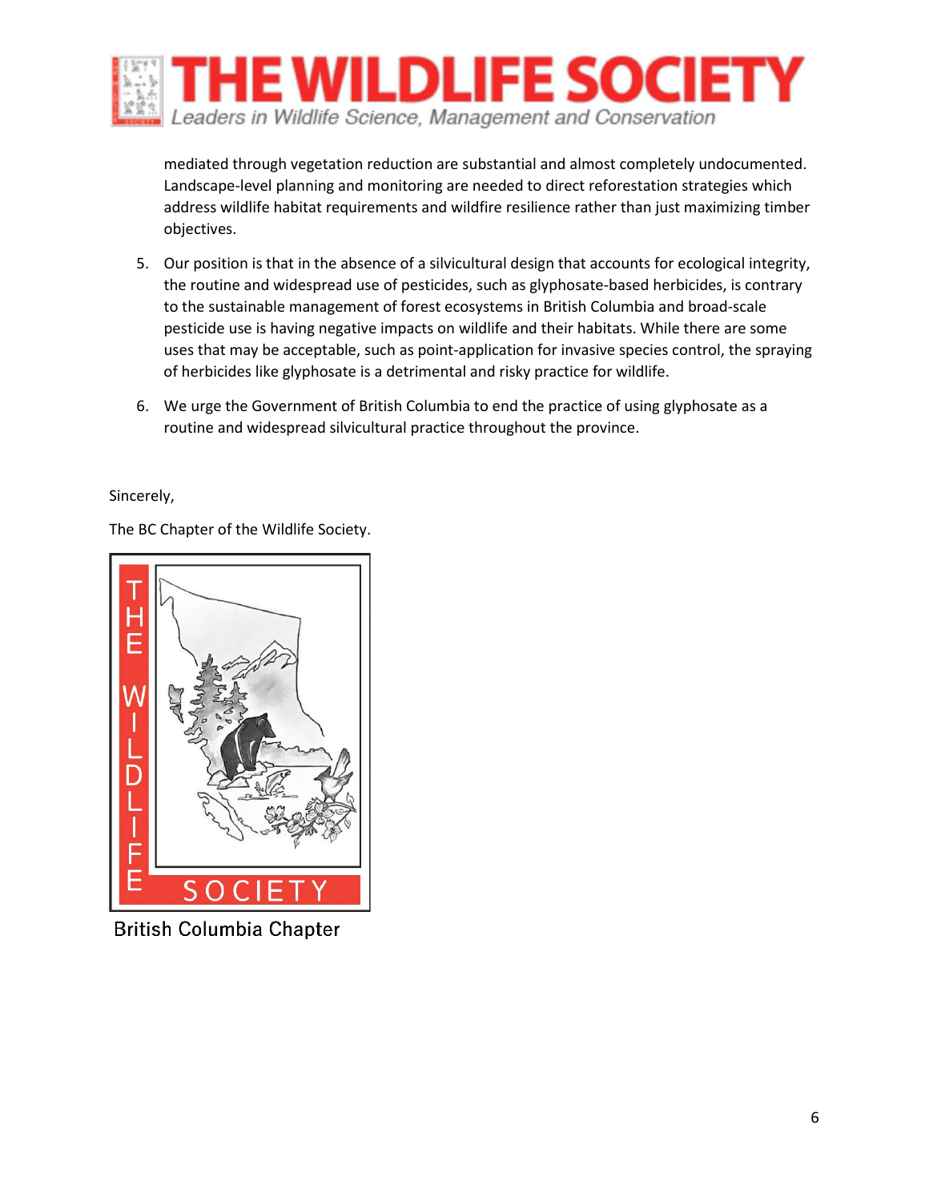mediated through vegetation reduction are substantial and almost completely undocumented. Landscape-level planning and monitoring are needed to direct reforestation strategies which address wildlife habitat requirements and wildfire resilience rather than just maximizing timber objectives.

5. Our position is that in the absence of a silvicultural design that accounts for ecological integrity, the routine and widespread use of pesticides, such as glyphosate-based herbicides, is contrary to the sustainable management of forest ecosystems in British Columbia and broad-scale pesticide use is having negative impacts on wildlife and their habitats. While there are some uses that may be acceptable, such as point-application for invasive species control, the spraying of herbicides like glyphosate is a detrimental and risky practice for wildlife.

6. We urge the Government of British Columbia to end the practice of using glyphosate as a routine and widespread silvicultural practice throughout the province.

Sincerely,

The BC Chapter of the Wildlife Society.

British Columbia Chapter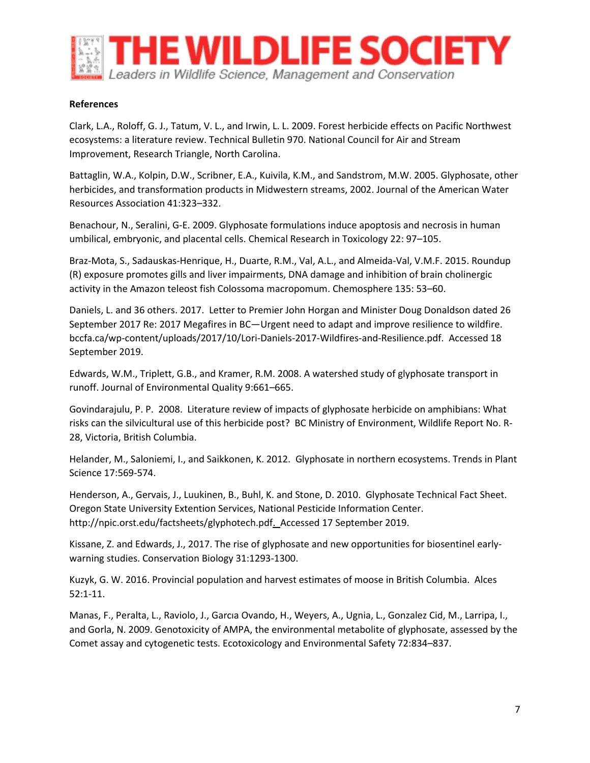**References**

Clark, L.A., Roloff, G. J., Tatum, V. L., and Irwin, L. L. 2009. Forest herbicide effects on Pacific Northwest ecosystems: a literature review. Technical Bulletin 970. National Council for Air and Stream Improvement, Research Triangle, North Carolina.

Battaglin, W.A., Kolpin, D.W., Scribner, E.A., Kuivila, K.M., and Sandstrom, M.W. 2005. Glyphosate, other herbicides, and transformation products in Midwestern streams, 2002. Journal of the American Water Resources Association 41:323–332.

Benachour, N., Seralini, G-E. 2009. Glyphosate formulations induce apoptosis and necrosis in human umbilical, embryonic, and placental cells. Chemical Research in Toxicology 22: 97–105.

Braz-Mota, S., Sadauskas-Henrique, H., Duarte, R.M., Val, A.L., and Almeida-Val, V.M.F. 2015. Roundup (R) exposure promotes gills and liver impairments, DNA damage and inhibition of brain cholinergic activity in the Amazon teleost fish Colossoma macropomum. Chemosphere 135: 53–60.

Daniels, L. and 36 others. 2017. Letter to Premier John Horgan and Minister Doug Donaldson dated 26 September 2017 Re: 2017 Megafires in BC—Urgent need to adapt and improve resilience to wildfire. bccfa.ca/wp-content/uploads/2017/10/Lori-Daniels-2017-Wildfires-and-Resilience.pdf. Accessed 18 September 2019.

Edwards, W.M., Triplett, G.B., and Kramer, R.M. 2008. A watershed study of glyphosate transport in runoff. Journal of Environmental Quality 9:661–665.

Govindarajulu, P. P. 2008. Literature review of impacts of glyphosate herbicide on amphibians: What risks can the silvicultural use of this herbicide post? BC Ministry of Environment, Wildlife Report No. R-28, Victoria, British Columbia.

Helander, M., Saloniemi, I., and Saikkonen, K. 2012. Glyphosate in northern ecosystems. Trends in Plant Science 17:569-574.

Henderson, A., Gervais, J., Luukinen, B., Buhl, K. and Stone, D. 2010. Glyphosate Technical Fact Sheet. Oregon State University Extention Services, National Pesticide Information Center. http://npic.orst.edu/factsheets/glyphotech.pdf. Accessed 17 September 2019.

Kissane, Z. and Edwards, J., 2017. The rise of glyphosate and new opportunities for biosentinel early-warning studies. Conservation Biology 31:1293-1300.

Kuzyk, G. W. 2016. Provincial population and harvest estimates of moose in British Columbia. Alces 52:1-11.

Manas, F., Peralta, L., Raviolo, J., Garcıa Ovando, H., Weyers, A., Ugnia, L., Gonzalez Cid, M., Larripa, I., and Gorla, N. 2009. Genotoxicity of AMPA, the environmental metabolite of glyphosate, assessed by the Comet assay and cytogenetic tests. Ecotoxicology and Environmental Safety 72:834–837.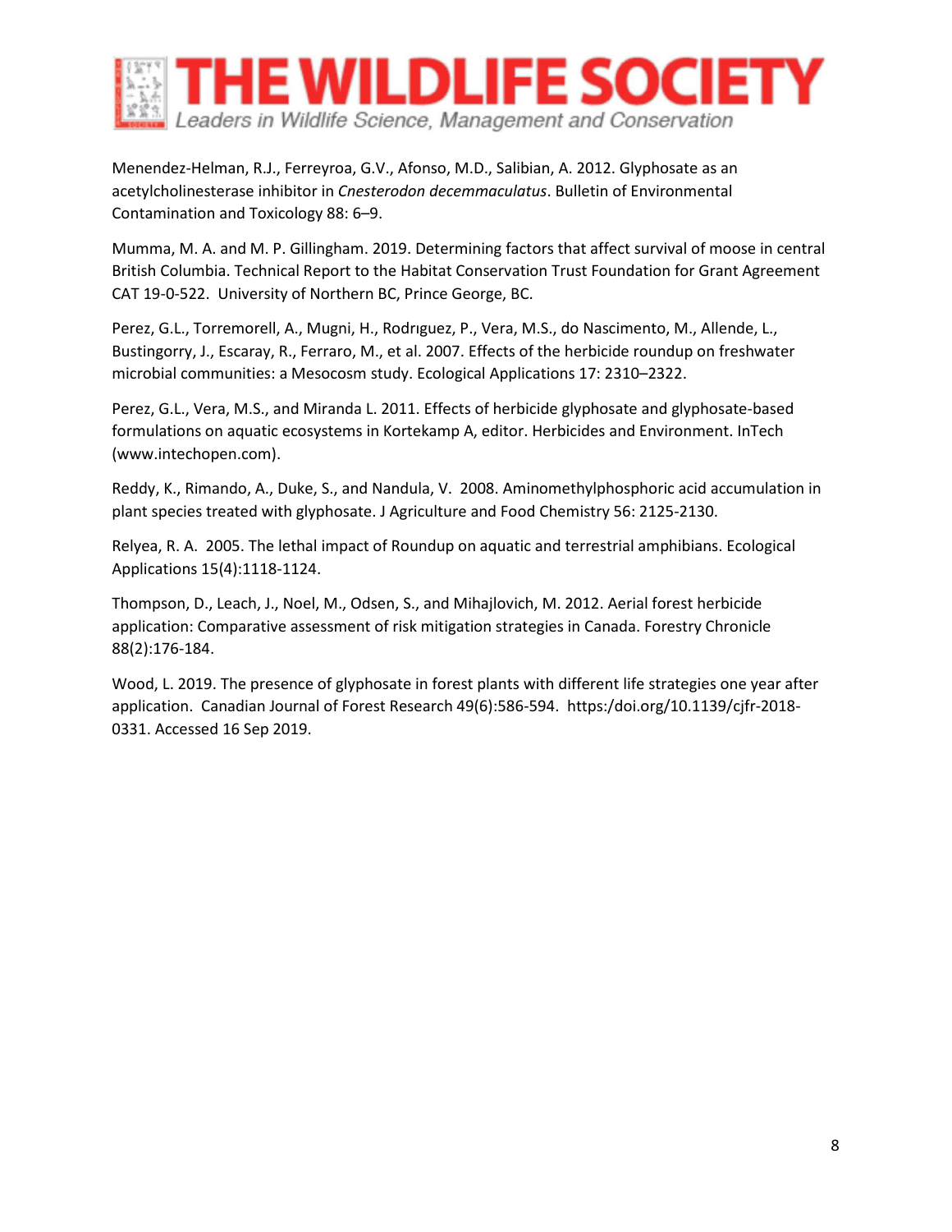Menendez-Helman, R.J., Ferreyroa, G.V., Afonso, M.D., Salibian, A. 2012. Glyphosate as an acetylcholinesterase inhibitor in *Cnesterodon decemmaculatus*. Bulletin of Environmental Contamination and Toxicology 88: 6–9.

Mumma, M. A. and M. P. Gillingham. 2019. Determining factors that affect survival of moose in central British Columbia. Technical Report to the Habitat Conservation Trust Foundation for Grant Agreement CAT 19-0-522. University of Northern BC, Prince George, BC.

Perez, G.L., Torremorell, A., Mugni, H., Rodrıguez, P., Vera, M.S., do Nascimento, M., Allende, L., Bustingorry, J., Escaray, R., Ferraro, M., et al. 2007. Effects of the herbicide roundup on freshwater microbial communities: a Mesocosm study. Ecological Applications 17: 2310–2322.

Perez, G.L., Vera, M.S., and Miranda L. 2011. Effects of herbicide glyphosate and glyphosate-based formulations on aquatic ecosystems in Kortekamp A, editor. Herbicides and Environment. InTech (www.intechopen.com).

Reddy, K., Rimando, A., Duke, S., and Nandula, V. 2008. Aminomethylphosphoric acid accumulation in plant species treated with glyphosate. J Agriculture and Food Chemistry 56: 2125-2130.

Relyea, R. A. 2005. The lethal impact of Roundup on aquatic and terrestrial amphibians. Ecological Applications 15(4):1118-1124.

Thompson, D., Leach, J., Noel, M., Odsen, S., and Mihajlovich, M. 2012. Aerial forest herbicide application: Comparative assessment of risk mitigation strategies in Canada. Forestry Chronicle 88(2):176-184.

Wood, L. 2019. The presence of glyphosate in forest plants with different life strategies one year after application. Canadian Journal of Forest Research 49(6):586-594. https:/doi.org/10.1139/cjfr-2018-0331. Accessed 16 Sep 2019.